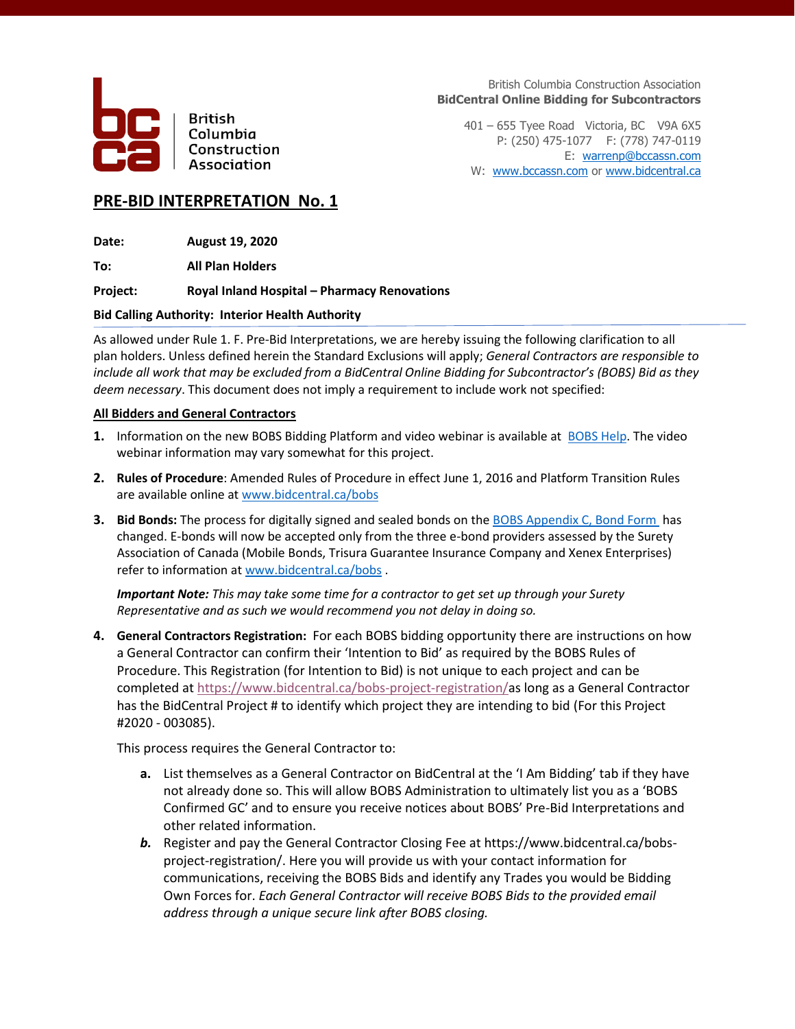British Columbia Construction Association

British Columbia Construction Association
**BidCentral Online Bidding for Subcontractors**

401 – 655 Tyee Road Victoria, BC V9A 6X5
P: (250) 475-1077 F: (778) 747-0119
E: warrenp@bccassn.com
W: www.bccassn.com or www.bidcentral.ca

# PRE-BID INTERPRETATION No. 1

**Date:** **August 19, 2020**

**To:** **All Plan Holders**

**Project:** **Royal Inland Hospital – Pharmacy Renovations**

**Bid Calling Authority: Interior Health Authority**

As allowed under Rule 1. F. Pre-Bid Interpretations, we are hereby issuing the following clarification to all plan holders. Unless defined herein the Standard Exclusions will apply; *General Contractors are responsible to include all work that may be excluded from a BidCentral Online Bidding for Subcontractor's (BOBS) Bid as they deem necessary*. This document does not imply a requirement to include work not specified:

**All Bidders and General Contractors**

1. Information on the new BOBS Bidding Platform and video webinar is available at BOBS Help. The video webinar information may vary somewhat for this project.
2. **Rules of Procedure**: Amended Rules of Procedure in effect June 1, 2016 and Platform Transition Rules are available online at www.bidcentral.ca/bobs
3. **Bid Bonds:** The process for digitally signed and sealed bonds on the BOBS Appendix C, Bond Form has changed. E-bonds will now be accepted only from the three e-bond providers assessed by the Surety Association of Canada (Mobile Bonds, Trisura Guarantee Insurance Company and Xenex Enterprises) refer to information at www.bidcentral.ca/bobs .

   ***Important Note:*** *This may take some time for a contractor to get set up through your Surety Representative and as such we would recommend you not delay in doing so.*

4. **General Contractors Registration:** For each BOBS bidding opportunity there are instructions on how a General Contractor can confirm their 'Intention to Bid' as required by the BOBS Rules of Procedure. This Registration (for Intention to Bid) is not unique to each project and can be completed at https://www.bidcentral.ca/bobs-project-registration/as long as a General Contractor has the BidCentral Project # to identify which project they are intending to bid (For this Project #2020 - 003085).

   This process requires the General Contractor to:

   a. List themselves as a General Contractor on BidCentral at the 'I Am Bidding' tab if they have not already done so. This will allow BOBS Administration to ultimately list you as a 'BOBS Confirmed GC' and to ensure you receive notices about BOBS' Pre-Bid Interpretations and other related information.
   b. Register and pay the General Contractor Closing Fee at https://www.bidcentral.ca/bobs-project-registration/. Here you will provide us with your contact information for communications, receiving the BOBS Bids and identify any Trades you would be Bidding Own Forces for. *Each General Contractor will receive BOBS Bids to the provided email address through a unique secure link after BOBS closing.*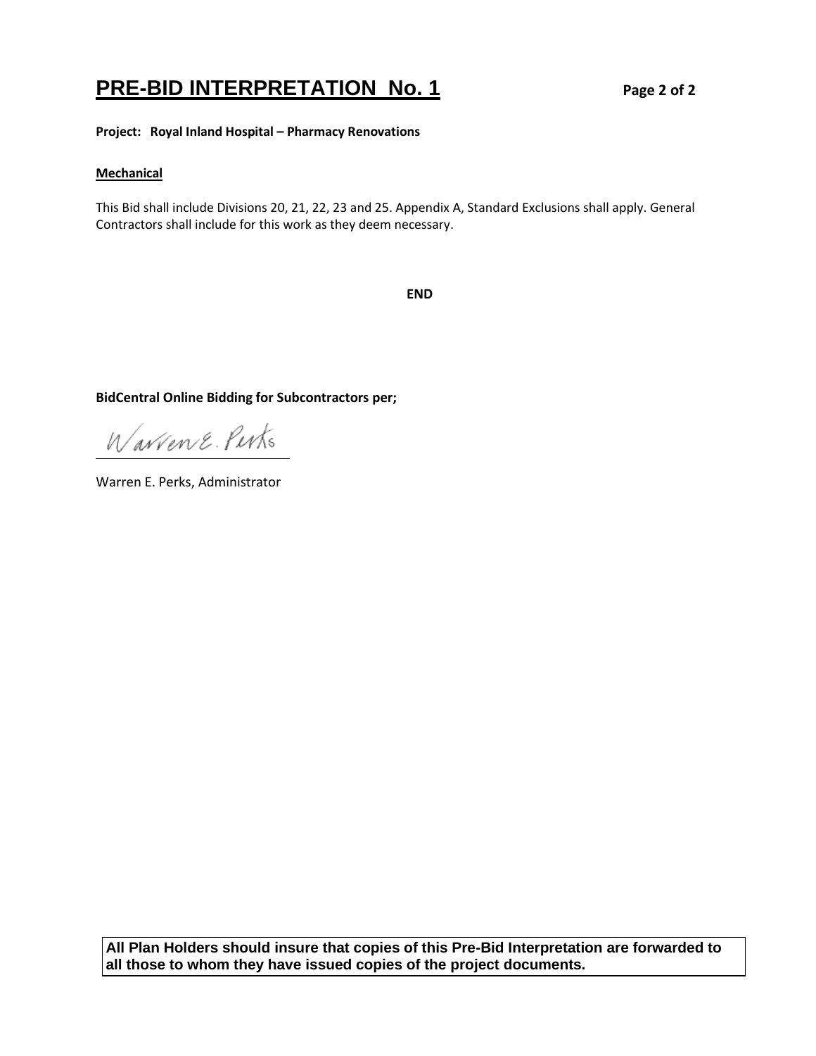# PRE-BID INTERPRETATION No. 1

**Project: Royal Inland Hospital – Pharmacy Renovations**

**Mechanical**

This Bid shall include Divisions 20, 21, 22, 23 and 25. Appendix A, Standard Exclusions shall apply. General Contractors shall include for this work as they deem necessary.

**END**

**BidCentral Online Bidding for Subcontractors per;**

Warren E. Perks

Warren E. Perks, Administrator

**All Plan Holders should insure that copies of this Pre-Bid Interpretation are forwarded to all those to whom they have issued copies of the project documents.**